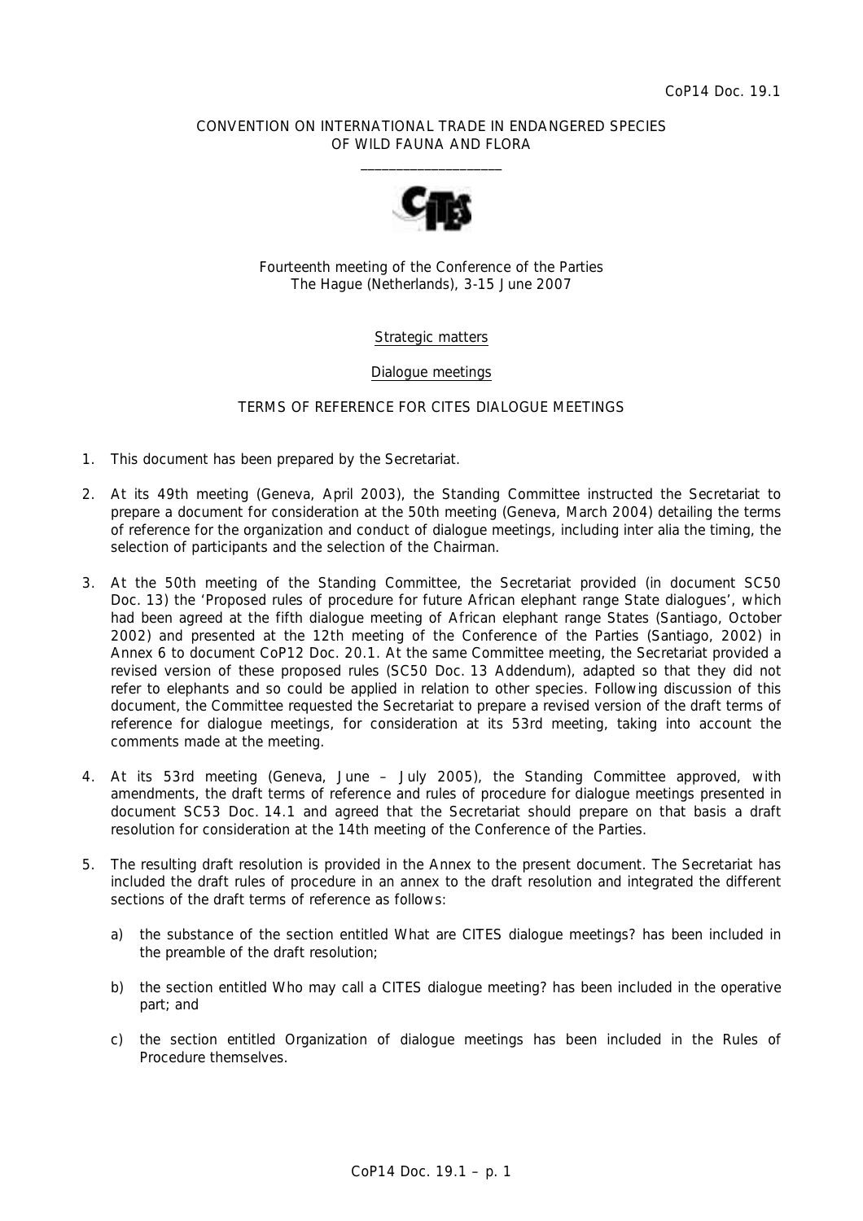CoP14 Doc. 19.1

CONVENTION ON INTERNATIONAL TRADE IN ENDANGERED SPECIES OF WILD FAUNA AND FLORA

____________________

Fourteenth meeting of the Conference of the Parties
The Hague (Netherlands), 3-15 June 2007

Strategic matters

Dialogue meetings

TERMS OF REFERENCE FOR CITES DIALOGUE MEETINGS

1. This document has been prepared by the Secretariat.

2. At its 49th meeting (Geneva, April 2003), the Standing Committee instructed the Secretariat to prepare a document for consideration at the 50th meeting (Geneva, March 2004) detailing the terms of reference for the organization and conduct of dialogue meetings, including inter alia the timing, the selection of participants and the selection of the Chairman.

3. At the 50th meeting of the Standing Committee, the Secretariat provided (in document SC50 Doc. 13) the 'Proposed rules of procedure for future African elephant range State dialogues', which had been agreed at the fifth dialogue meeting of African elephant range States (Santiago, October 2002) and presented at the 12th meeting of the Conference of the Parties (Santiago, 2002) in Annex 6 to document CoP12 Doc. 20.1. At the same Committee meeting, the Secretariat provided a revised version of these proposed rules (SC50 Doc. 13 Addendum), adapted so that they did not refer to elephants and so could be applied in relation to other species. Following discussion of this document, the Committee requested the Secretariat to prepare a revised version of the draft terms of reference for dialogue meetings, for consideration at its 53rd meeting, taking into account the comments made at the meeting.

4. At its 53rd meeting (Geneva, June – July 2005), the Standing Committee approved, with amendments, the draft terms of reference and rules of procedure for dialogue meetings presented in document SC53 Doc. 14.1 and agreed that the Secretariat should prepare on that basis a draft resolution for consideration at the 14th meeting of the Conference of the Parties.

5. The resulting draft resolution is provided in the Annex to the present document. The Secretariat has included the draft rules of procedure in an annex to the draft resolution and integrated the different sections of the draft terms of reference as follows:

   a) the substance of the section entitled What are CITES dialogue meetings? has been included in the preamble of the draft resolution;

   b) the section entitled Who may call a CITES dialogue meeting? has been included in the operative part; and

   c) the section entitled Organization of dialogue meetings has been included in the Rules of Procedure themselves.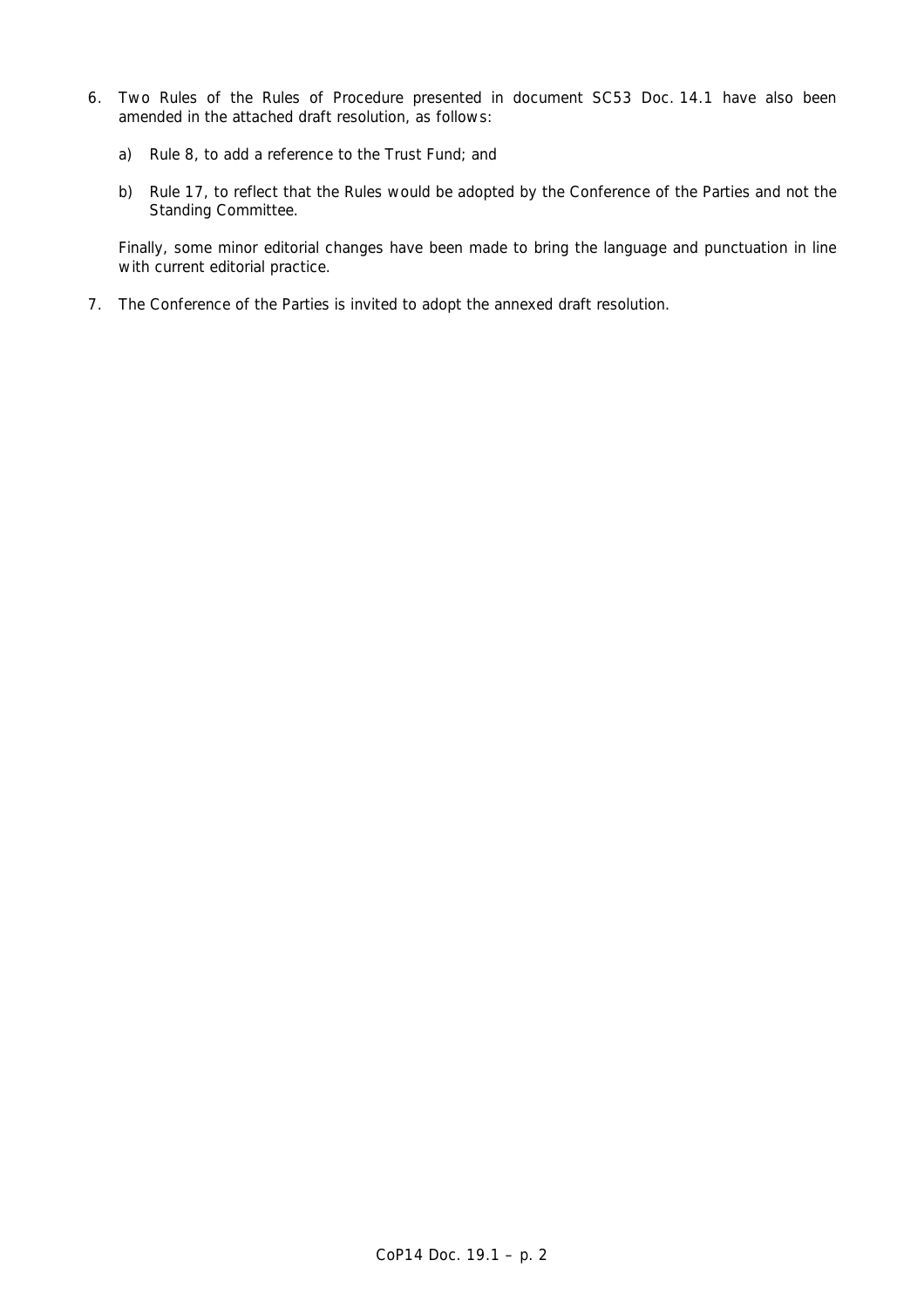6. Two Rules of the Rules of Procedure presented in document SC53 Doc. 14.1 have also been amended in the attached draft resolution, as follows:

   a) Rule 8, to add a reference to the Trust Fund; and

   b) Rule 17, to reflect that the Rules would be adopted by the Conference of the Parties and not the Standing Committee.

   Finally, some minor editorial changes have been made to bring the language and punctuation in line with current editorial practice.

7. The Conference of the Parties is invited to adopt the annexed draft resolution.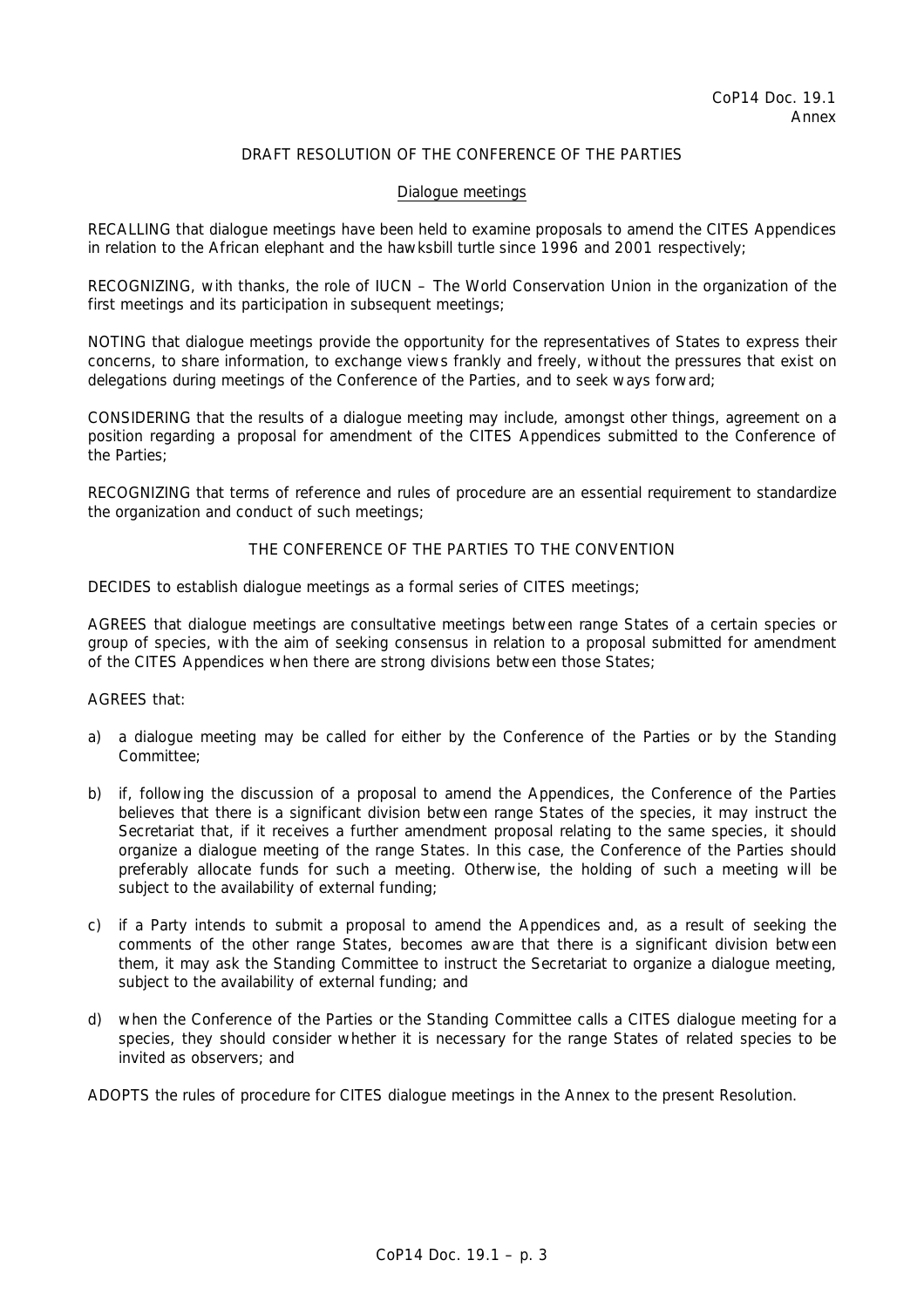CoP14 Doc. 19.1
Annex

DRAFT RESOLUTION OF THE CONFERENCE OF THE PARTIES

Dialogue meetings

RECALLING that dialogue meetings have been held to examine proposals to amend the CITES Appendices in relation to the African elephant and the hawksbill turtle since 1996 and 2001 respectively;

RECOGNIZING, with thanks, the role of IUCN – The World Conservation Union in the organization of the first meetings and its participation in subsequent meetings;

NOTING that dialogue meetings provide the opportunity for the representatives of States to express their concerns, to share information, to exchange views frankly and freely, without the pressures that exist on delegations during meetings of the Conference of the Parties, and to seek ways forward;

CONSIDERING that the results of a dialogue meeting may include, amongst other things, agreement on a position regarding a proposal for amendment of the CITES Appendices submitted to the Conference of the Parties;

RECOGNIZING that terms of reference and rules of procedure are an essential requirement to standardize the organization and conduct of such meetings;

THE CONFERENCE OF THE PARTIES TO THE CONVENTION

DECIDES to establish dialogue meetings as a formal series of CITES meetings;

AGREES that dialogue meetings are consultative meetings between range States of a certain species or group of species, with the aim of seeking consensus in relation to a proposal submitted for amendment of the CITES Appendices when there are strong divisions between those States;

AGREES that:

a) a dialogue meeting may be called for either by the Conference of the Parties or by the Standing Committee;

b) if, following the discussion of a proposal to amend the Appendices, the Conference of the Parties believes that there is a significant division between range States of the species, it may instruct the Secretariat that, if it receives a further amendment proposal relating to the same species, it should organize a dialogue meeting of the range States. In this case, the Conference of the Parties should preferably allocate funds for such a meeting. Otherwise, the holding of such a meeting will be subject to the availability of external funding;

c) if a Party intends to submit a proposal to amend the Appendices and, as a result of seeking the comments of the other range States, becomes aware that there is a significant division between them, it may ask the Standing Committee to instruct the Secretariat to organize a dialogue meeting, subject to the availability of external funding; and

d) when the Conference of the Parties or the Standing Committee calls a CITES dialogue meeting for a species, they should consider whether it is necessary for the range States of related species to be invited as observers; and

ADOPTS the rules of procedure for CITES dialogue meetings in the Annex to the present Resolution.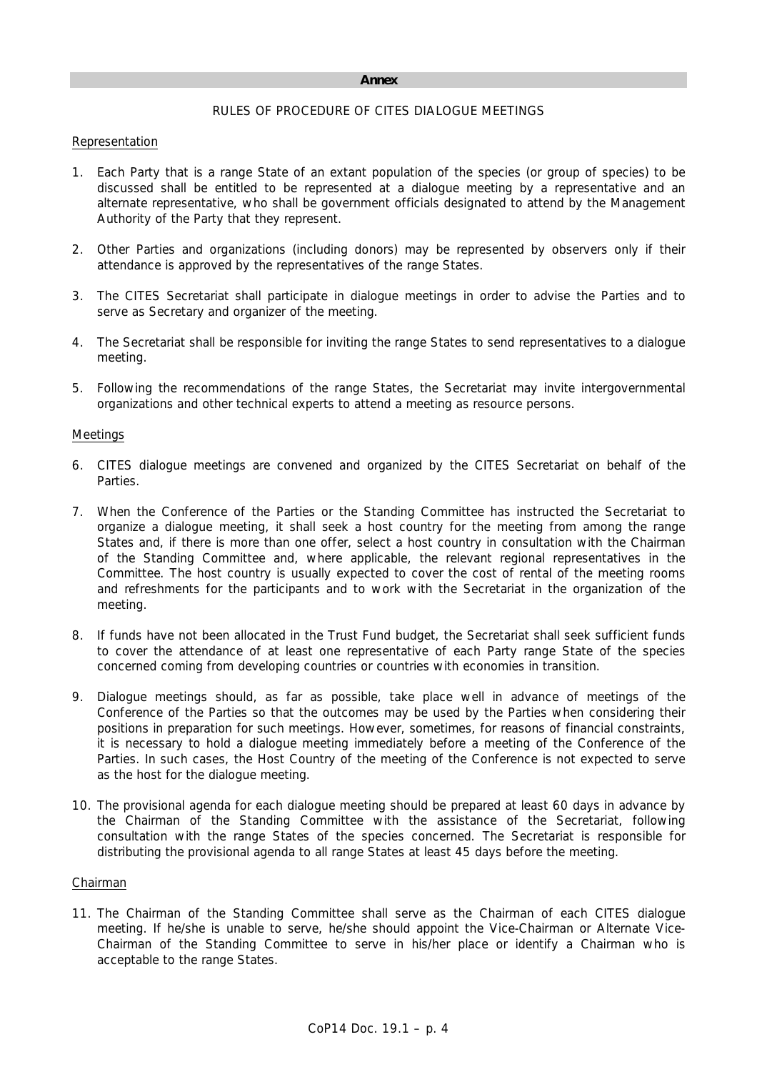**Annex**

RULES OF PROCEDURE OF CITES DIALOGUE MEETINGS

Representation

1. Each Party that is a range State of an extant population of the species (or group of species) to be discussed shall be entitled to be represented at a dialogue meeting by a representative and an alternate representative, who shall be government officials designated to attend by the Management Authority of the Party that they represent.

2. Other Parties and organizations (including donors) may be represented by observers only if their attendance is approved by the representatives of the range States.

3. The CITES Secretariat shall participate in dialogue meetings in order to advise the Parties and to serve as Secretary and organizer of the meeting.

4. The Secretariat shall be responsible for inviting the range States to send representatives to a dialogue meeting.

5. Following the recommendations of the range States, the Secretariat may invite intergovernmental organizations and other technical experts to attend a meeting as resource persons.

Meetings

6. CITES dialogue meetings are convened and organized by the CITES Secretariat on behalf of the Parties.

7. When the Conference of the Parties or the Standing Committee has instructed the Secretariat to organize a dialogue meeting, it shall seek a host country for the meeting from among the range States and, if there is more than one offer, select a host country in consultation with the Chairman of the Standing Committee and, where applicable, the relevant regional representatives in the Committee. The host country is usually expected to cover the cost of rental of the meeting rooms and refreshments for the participants and to work with the Secretariat in the organization of the meeting.

8. If funds have not been allocated in the Trust Fund budget, the Secretariat shall seek sufficient funds to cover the attendance of at least one representative of each Party range State of the species concerned coming from developing countries or countries with economies in transition.

9. Dialogue meetings should, as far as possible, take place well in advance of meetings of the Conference of the Parties so that the outcomes may be used by the Parties when considering their positions in preparation for such meetings. However, sometimes, for reasons of financial constraints, it is necessary to hold a dialogue meeting immediately before a meeting of the Conference of the Parties. In such cases, the Host Country of the meeting of the Conference is not expected to serve as the host for the dialogue meeting.

10. The provisional agenda for each dialogue meeting should be prepared at least 60 days in advance by the Chairman of the Standing Committee with the assistance of the Secretariat, following consultation with the range States of the species concerned. The Secretariat is responsible for distributing the provisional agenda to all range States at least 45 days before the meeting.

Chairman

11. The Chairman of the Standing Committee shall serve as the Chairman of each CITES dialogue meeting. If he/she is unable to serve, he/she should appoint the Vice-Chairman or Alternate Vice-Chairman of the Standing Committee to serve in his/her place or identify a Chairman who is acceptable to the range States.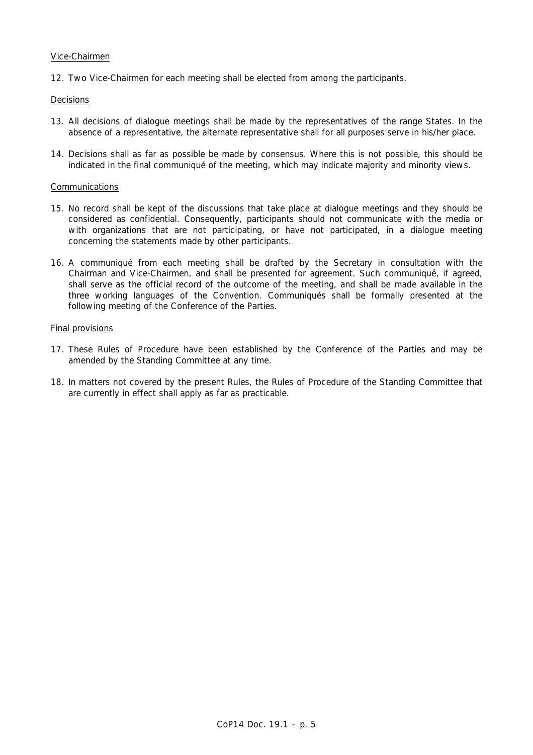Vice-Chairmen

12. Two Vice-Chairmen for each meeting shall be elected from among the participants.

Decisions

13. All decisions of dialogue meetings shall be made by the representatives of the range States. In the absence of a representative, the alternate representative shall for all purposes serve in his/her place.

14. Decisions shall as far as possible be made by consensus. Where this is not possible, this should be indicated in the final communiqué of the meeting, which may indicate majority and minority views.

Communications

15. No record shall be kept of the discussions that take place at dialogue meetings and they should be considered as confidential. Consequently, participants should not communicate with the media or with organizations that are not participating, or have not participated, in a dialogue meeting concerning the statements made by other participants.

16. A communiqué from each meeting shall be drafted by the Secretary in consultation with the Chairman and Vice-Chairmen, and shall be presented for agreement. Such communiqué, if agreed, shall serve as the official record of the outcome of the meeting, and shall be made available in the three working languages of the Convention. Communiqués shall be formally presented at the following meeting of the Conference of the Parties.

Final provisions

17. These Rules of Procedure have been established by the Conference of the Parties and may be amended by the Standing Committee at any time.

18. In matters not covered by the present Rules, the Rules of Procedure of the Standing Committee that are currently in effect shall apply as far as practicable.